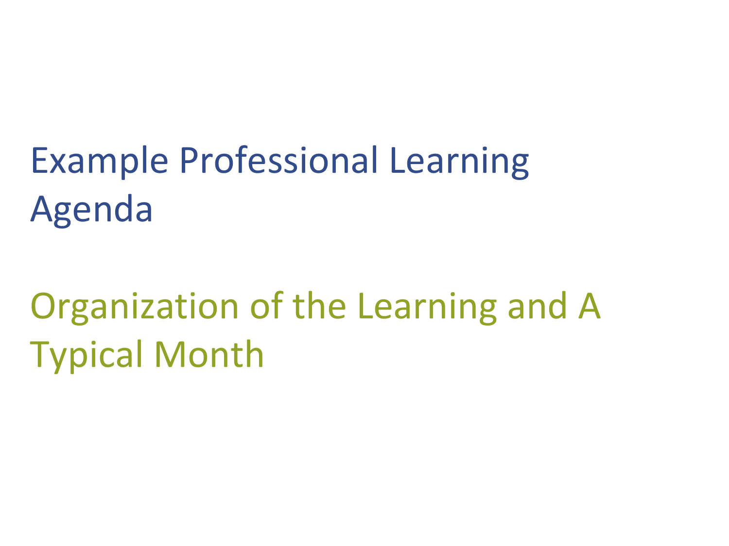# Example Professional Learning Agenda

## Organization of the Learning and A Typical Month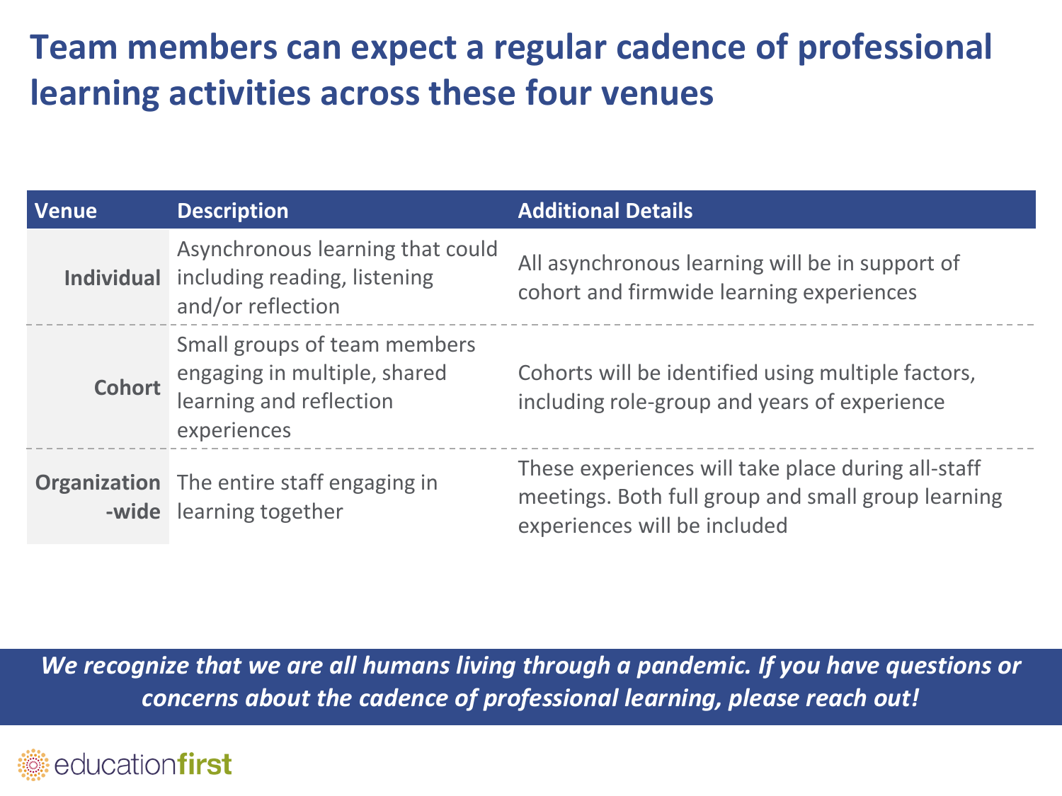# Team members can expect a regular cadence of professional learning activities across these four venues

| Venue | Description | Additional Details |
| --- | --- | --- |
| **Individual** | Asynchronous learning that could including reading, listening and/or reflection | All asynchronous learning will be in support of cohort and firmwide learning experiences |
| **Cohort** | Small groups of team members engaging in multiple, shared learning and reflection experiences | Cohorts will be identified using multiple factors, including role-group and years of experience |
| **Organization-wide** | The entire staff engaging in learning together | These experiences will take place during all-staff meetings. Both full group and small group learning experiences will be included |

***We recognize that we are all humans living through a pandemic. If you have questions or concerns about the cadence of professional learning, please reach out!***

educationfirst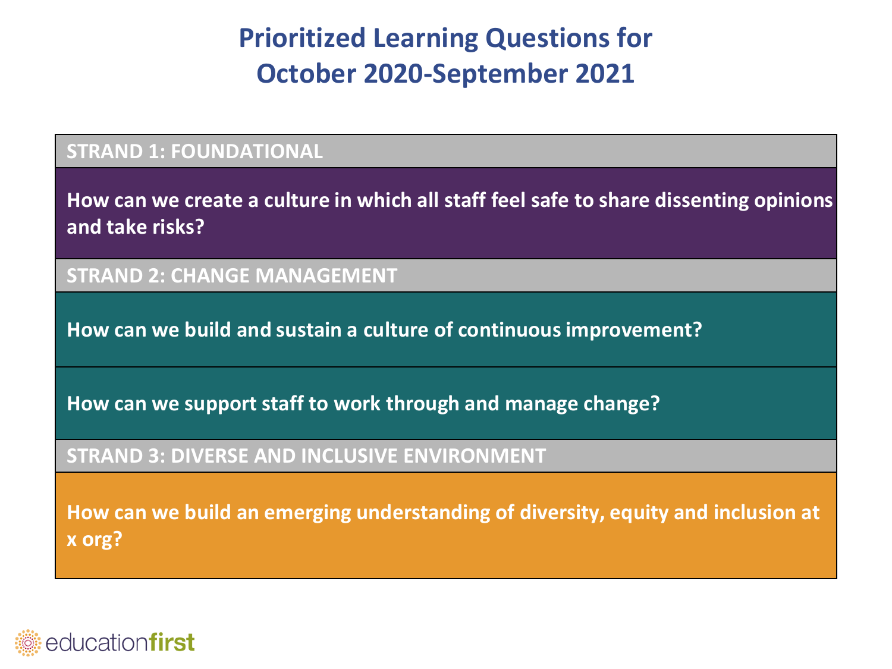# Prioritized Learning Questions for October 2020-September 2021

| STRAND 1: FOUNDATIONAL |
| --- |
| How can we create a culture in which all staff feel safe to share dissenting opinions and take risks? |
| **STRAND 2: CHANGE MANAGEMENT** |
| How can we build and sustain a culture of continuous improvement? |
| How can we support staff to work through and manage change? |
| **STRAND 3: DIVERSE AND INCLUSIVE ENVIRONMENT** |
| How can we build an emerging understanding of diversity, equity and inclusion at x org? |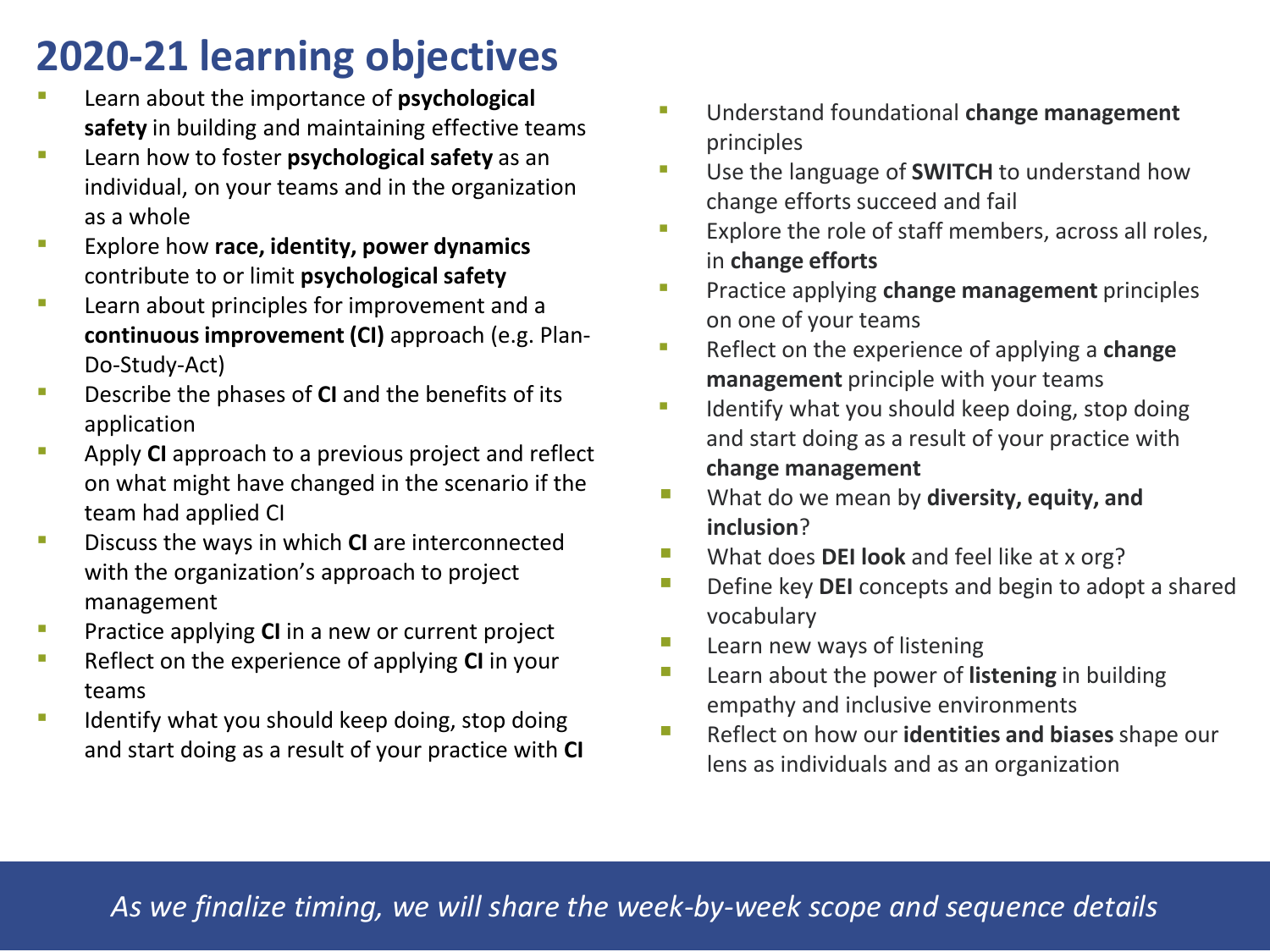# 2020-21 learning objectives

- Learn about the importance of **psychological safety** in building and maintaining effective teams
- Learn how to foster **psychological safety** as an individual, on your teams and in the organization as a whole
- Explore how **race, identity, power dynamics** contribute to or limit **psychological safety**
- Learn about principles for improvement and a **continuous improvement (CI)** approach (e.g. Plan-Do-Study-Act)
- Describe the phases of **CI** and the benefits of its application
- Apply **CI** approach to a previous project and reflect on what might have changed in the scenario if the team had applied CI
- Discuss the ways in which **CI** are interconnected with the organization's approach to project management
- Practice applying **CI** in a new or current project
- Reflect on the experience of applying **CI** in your teams
- Identify what you should keep doing, stop doing and start doing as a result of your practice with **CI**
- Understand foundational **change management** principles
- Use the language of **SWITCH** to understand how change efforts succeed and fail
- Explore the role of staff members, across all roles, in **change efforts**
- Practice applying **change management** principles on one of your teams
- Reflect on the experience of applying a **change management** principle with your teams
- Identify what you should keep doing, stop doing and start doing as a result of your practice with **change management**
- What do we mean by **diversity, equity, and inclusion**?
- What does **DEI look** and feel like at x org?
- Define key **DEI** concepts and begin to adopt a shared vocabulary
- Learn new ways of listening
- Learn about the power of **listening** in building empathy and inclusive environments
- Reflect on how our **identities and biases** shape our lens as individuals and as an organization

*As we finalize timing, we will share the week-by-week scope and sequence details*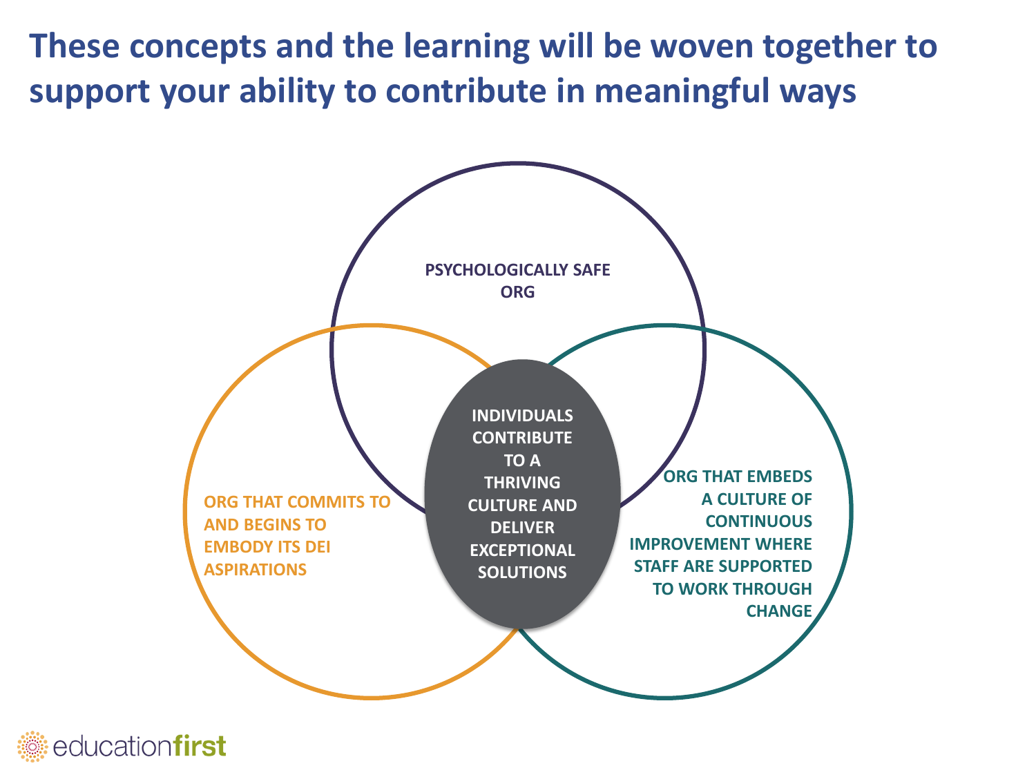# These concepts and the learning will be woven together to support your ability to contribute in meaningful ways

PSYCHOLOGICALLY SAFE ORG

ORG THAT COMMITS TO AND BEGINS TO EMBODY ITS DEI ASPIRATIONS

INDIVIDUALS CONTRIBUTE TO A THRIVING CULTURE AND DELIVER EXCEPTIONAL SOLUTIONS

ORG THAT EMBEDS A CULTURE OF CONTINUOUS IMPROVEMENT WHERE STAFF ARE SUPPORTED TO WORK THROUGH CHANGE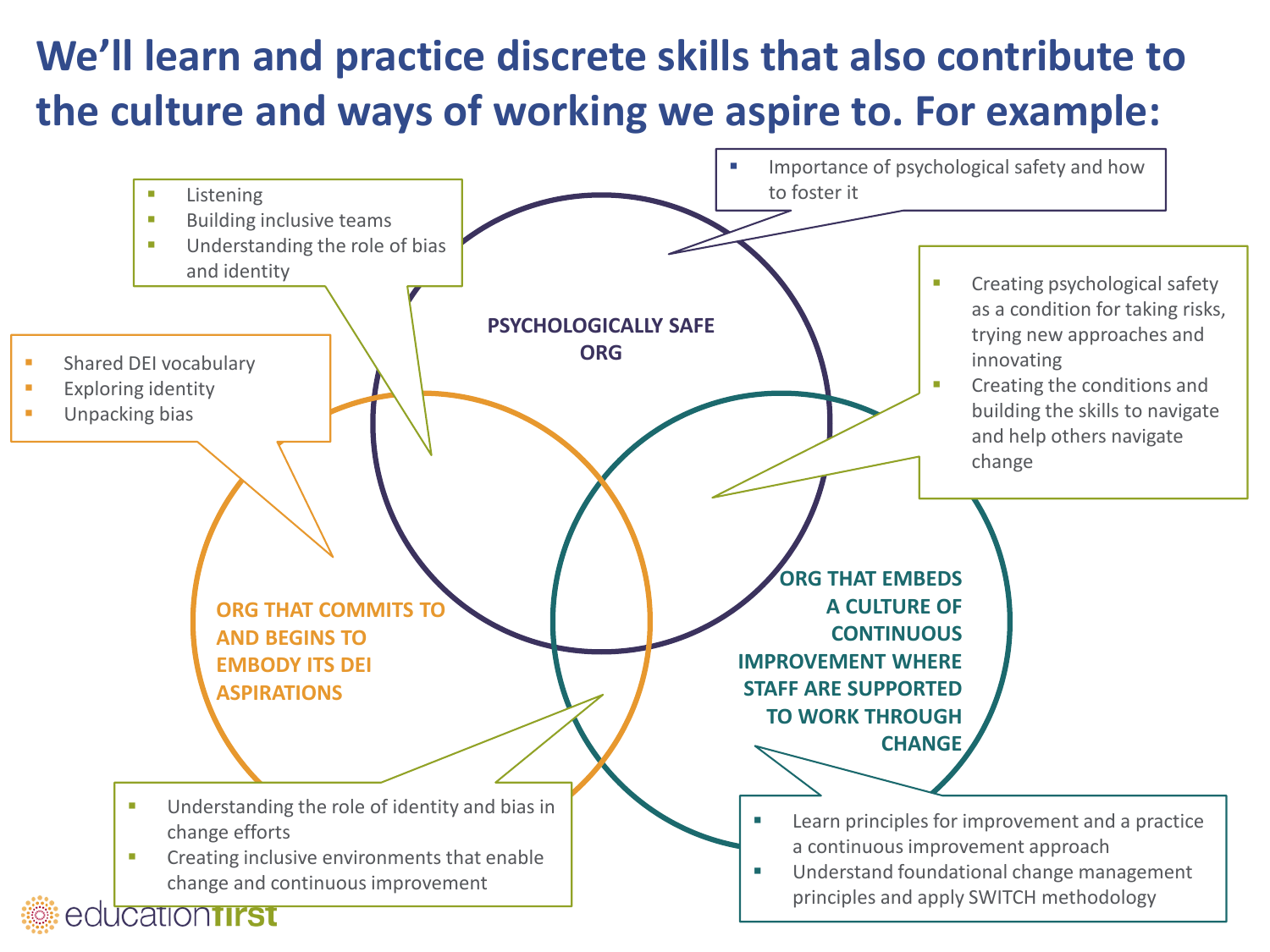# We'll learn and practice discrete skills that also contribute to the culture and ways of working we aspire to. For example:

**PSYCHOLOGICALLY SAFE ORG**

- Importance of psychological safety and how to foster it

**ORG THAT COMMITS TO AND BEGINS TO EMBODY ITS DEI ASPIRATIONS**

- Shared DEI vocabulary
- Exploring identity
- Unpacking bias

**ORG THAT EMBEDS A CULTURE OF CONTINUOUS IMPROVEMENT WHERE STAFF ARE SUPPORTED TO WORK THROUGH CHANGE**

- Learn principles for improvement and a practice a continuous improvement approach
- Understand foundational change management principles and apply SWITCH methodology

**Psychologically Safe Org + DEI Aspirations:**

- Listening
- Building inclusive teams
- Understanding the role of bias and identity

**Psychologically Safe Org + Continuous Improvement:**

- Creating psychological safety as a condition for taking risks, trying new approaches and innovating
- Creating the conditions and building the skills to navigate and help others navigate change

**DEI Aspirations + Continuous Improvement:**

- Understanding the role of identity and bias in change efforts
- Creating inclusive environments that enable change and continuous improvement

educationfirst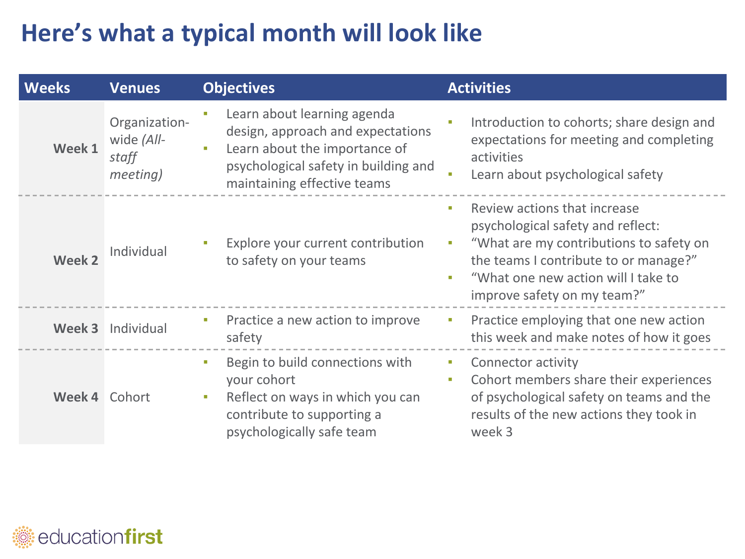# Here's what a typical month will look like

| Weeks | Venues | Objectives | Activities |
|---|---|---|---|
| **Week 1** | Organization-wide *(All-staff meeting)* | ▪ Learn about learning agenda design, approach and expectations<br>▪ Learn about the importance of psychological safety in building and maintaining effective teams | ▪ Introduction to cohorts; share design and expectations for meeting and completing activities<br>▪ Learn about psychological safety |
| **Week 2** | Individual | ▪ Explore your current contribution to safety on your teams | ▪ Review actions that increase psychological safety and reflect:<br>▪ "What are my contributions to safety on the teams I contribute to or manage?"<br>▪ "What one new action will I take to improve safety on my team?" |
| **Week 3** | Individual | ▪ Practice a new action to improve safety | ▪ Practice employing that one new action this week and make notes of how it goes |
| **Week 4** | Cohort | ▪ Begin to build connections with your cohort<br>▪ Reflect on ways in which you can contribute to supporting a psychologically safe team | ▪ Connector activity<br>▪ Cohort members share their experiences of psychological safety on teams and the results of the new actions they took in week 3 |

educationfirst